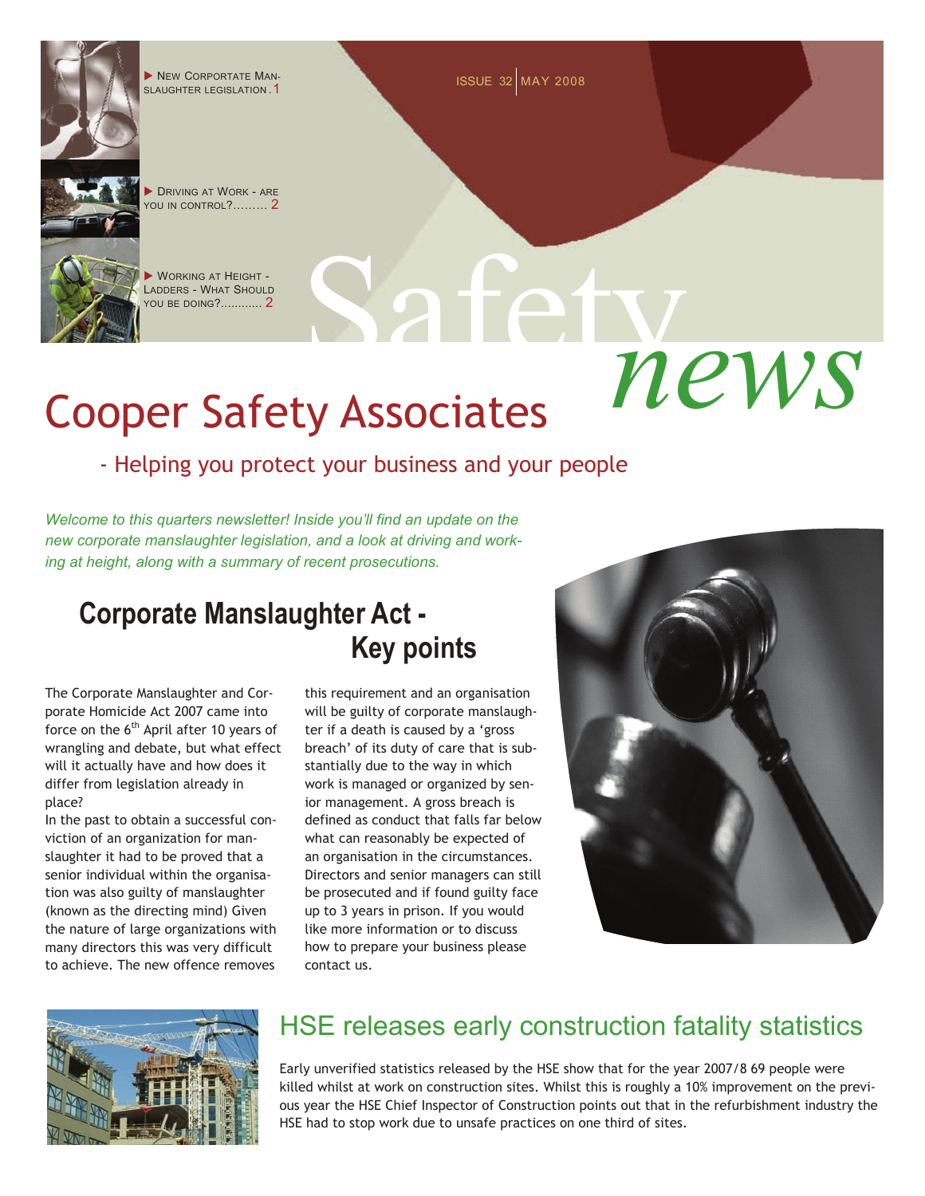▶ New Corportate Manslaughter legislation . 1

▶ Driving at Work - are you in control?......... 2

▶ Working at Height - Ladders - What Should you be doing?............ 2

Issue 32 | May 2008

# Safety *news*

# Cooper Safety Associates

- Helping you protect your business and your people

*Welcome to this quarters newsletter! Inside you'll find an update on the new corporate manslaughter legislation, and a look at driving and working at height, along with a summary of recent prosecutions.*

## Corporate Manslaughter Act - Key points

The Corporate Manslaughter and Corporate Homicide Act 2007 came into force on the 6th April after 10 years of wrangling and debate, but what effect will it actually have and how does it differ from legislation already in place?

In the past to obtain a successful conviction of an organization for manslaughter it had to be proved that a senior individual within the organisation was also guilty of manslaughter (known as the directing mind) Given the nature of large organizations with many directors this was very difficult to achieve. The new offence removes this requirement and an organisation will be guilty of corporate manslaughter if a death is caused by a 'gross breach' of its duty of care that is substantially due to the way in which work is managed or organized by senior management. A gross breach is defined as conduct that falls far below what can reasonably be expected of an organisation in the circumstances. Directors and senior managers can still be prosecuted and if found guilty face up to 3 years in prison. If you would like more information or to discuss how to prepare your business please contact us.

## HSE releases early construction fatality statistics

Early unverified statistics released by the HSE show that for the year 2007/8 69 people were killed whilst at work on construction sites. Whilst this is roughly a 10% improvement on the previous year the HSE Chief Inspector of Construction points out that in the refurbishment industry the HSE had to stop work due to unsafe practices on one third of sites.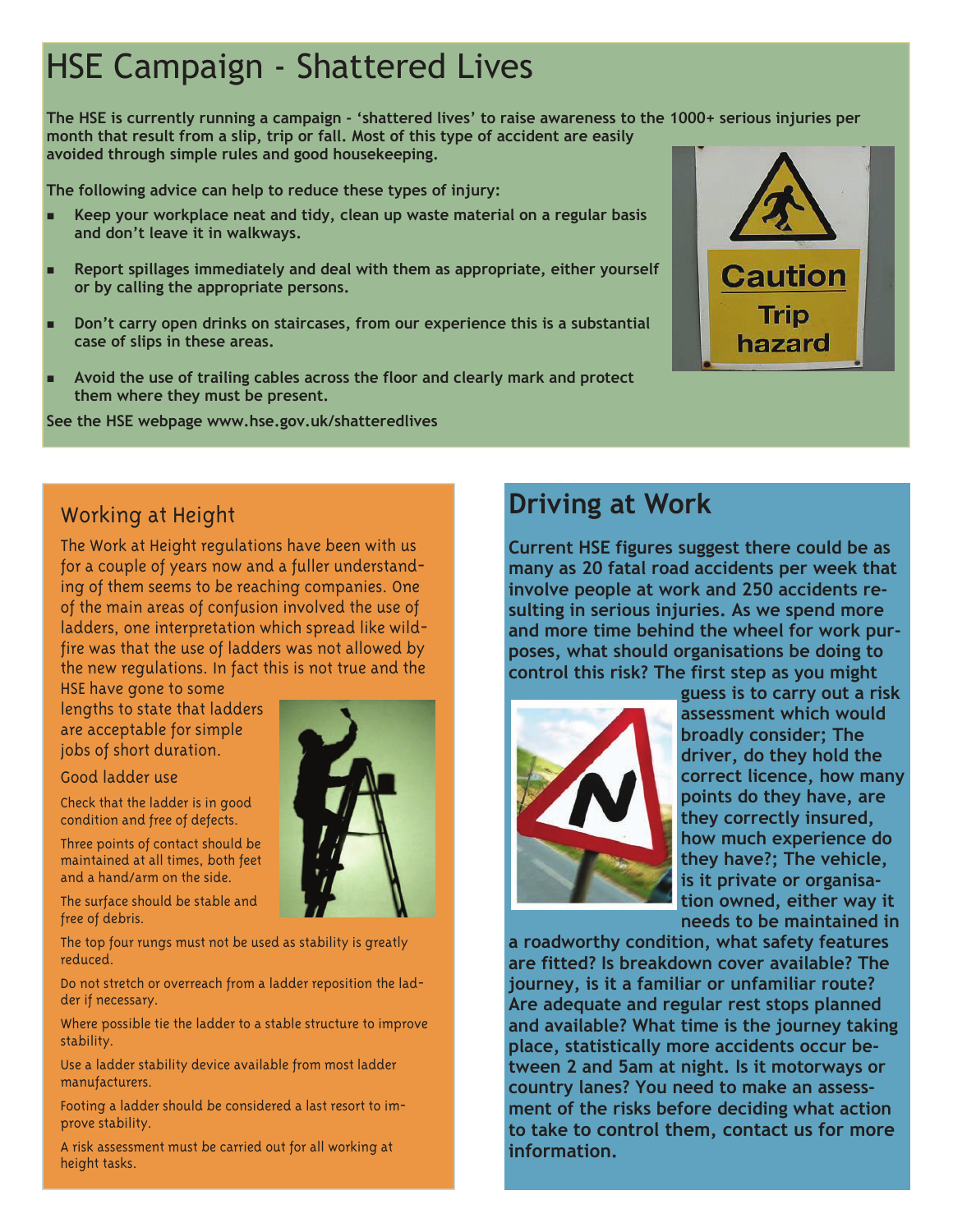# HSE Campaign - Shattered Lives

**The HSE is currently running a campaign - 'shattered lives' to raise awareness to the 1000+ serious injuries per month that result from a slip, trip or fall. Most of this type of accident are easily avoided through simple rules and good housekeeping.**

**The following advice can help to reduce these types of injury:**

- **Keep your workplace neat and tidy, clean up waste material on a regular basis and don't leave it in walkways.**
- **Report spillages immediately and deal with them as appropriate, either yourself or by calling the appropriate persons.**
- **Don't carry open drinks on staircases, from our experience this is a substantial case of slips in these areas.**
- **Avoid the use of trailing cables across the floor and clearly mark and protect them where they must be present.**

**See the HSE webpage www.hse.gov.uk/shatteredlives**

## Working at Height

The Work at Height regulations have been with us for a couple of years now and a fuller understanding of them seems to be reaching companies. One of the main areas of confusion involved the use of ladders, one interpretation which spread like wildfire was that the use of ladders was not allowed by the new regulations. In fact this is not true and the HSE have gone to some lengths to state that ladders are acceptable for simple jobs of short duration.

### Good ladder use

Check that the ladder is in good condition and free of defects.

Three points of contact should be maintained at all times, both feet and a hand/arm on the side.

The surface should be stable and free of debris.

The top four rungs must not be used as stability is greatly reduced.

Do not stretch or overreach from a ladder reposition the ladder if necessary.

Where possible tie the ladder to a stable structure to improve stability.

Use a ladder stability device available from most ladder manufacturers.

Footing a ladder should be considered a last resort to improve stability.

A risk assessment must be carried out for all working at height tasks.

## Driving at Work

**Current HSE figures suggest there could be as many as 20 fatal road accidents per week that involve people at work and 250 accidents resulting in serious injuries. As we spend more and more time behind the wheel for work purposes, what should organisations be doing to control this risk? The first step as you might guess is to carry out a risk assessment which would broadly consider; The driver, do they hold the correct licence, how many points do they have, are they correctly insured, how much experience do they have?; The vehicle, is it private or organisation owned, either way it needs to be maintained in a roadworthy condition, what safety features are fitted? Is breakdown cover available? The journey, is it a familiar or unfamiliar route? Are adequate and regular rest stops planned and available? What time is the journey taking place, statistically more accidents occur between 2 and 5am at night. Is it motorways or country lanes? You need to make an assessment of the risks before deciding what action to take to control them, contact us for more information.**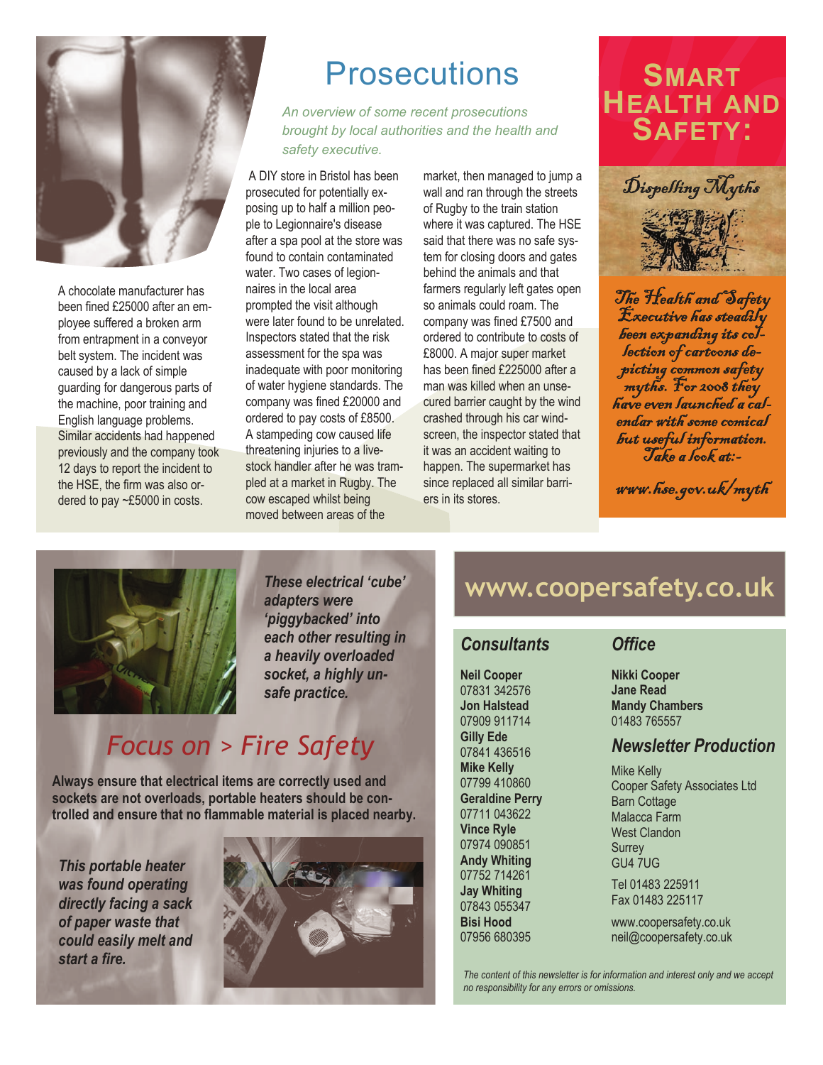# Prosecutions

*An overview of some recent prosecutions brought by local authorities and the health and safety executive.*

A chocolate manufacturer has been fined £25000 after an employee suffered a broken arm from entrapment in a conveyor belt system. The incident was caused by a lack of simple guarding for dangerous parts of the machine, poor training and English language problems. Similar accidents had happened previously and the company took 12 days to report the incident to the HSE, the firm was also ordered to pay ~£5000 in costs.

A DIY store in Bristol has been prosecuted for potentially exposing up to half a million people to Legionnaire's disease after a spa pool at the store was found to contain contaminated water. Two cases of legionnaires in the local area prompted the visit although were later found to be unrelated. Inspectors stated that the risk assessment for the spa was inadequate with poor monitoring of water hygiene standards. The company was fined £20000 and ordered to pay costs of £8500.

A stampeding cow caused life threatening injuries to a livestock handler after he was trampled at a market in Rugby. The cow escaped whilst being moved between areas of the market, then managed to jump a wall and ran through the streets of Rugby to the train station where it was captured. The HSE said that there was no safe system for closing doors and gates behind the animals and that farmers regularly left gates open so animals could roam. The company was fined £7500 and ordered to contribute to costs of £8000.

A major super market has been fined £225000 after a man was killed when an unsecured barrier caught by the wind crashed through his car windscreen, the inspector stated that it was an accident waiting to happen. The supermarket has since replaced all similar barriers in its stores.

## Smart Health and Safety:

### Dispelling Myths

*The Health and Safety Executive has steadily been expanding its collection of cartoons depicting common safety myths. For 2008 they have even launched a calendar with some comical but useful information. Take a look at:-*

*www.hse.gov.uk/myth*

***These electrical 'cube' adapters were 'piggybacked' into each other resulting in a heavily overloaded socket, a highly unsafe practice.***

## *Focus on > Fire Safety*

**Always ensure that electrical items are correctly used and sockets are not overloads, portable heaters should be controlled and ensure that no flammable material is placed nearby.**

***This portable heater was found operating directly facing a sack of paper waste that could easily melt and start a fire.***

## www.coopersafety.co.uk

### *Consultants*

**Neil Cooper**
07831 342576
**Jon Halstead**
07909 911714
**Gilly Ede**
07841 436516
**Mike Kelly**
07799 410860
**Geraldine Perry**
07711 043622
**Vince Ryle**
07974 090851
**Andy Whiting**
07752 714261
**Jay Whiting**
07843 055347
**Bisi Hood**
07956 680395

### *Office*

**Nikki Cooper**
**Jane Read**
**Mandy Chambers**
01483 765557

### *Newsletter Production*

Mike Kelly
Cooper Safety Associates Ltd
Barn Cottage
Malacca Farm
West Clandon
Surrey
GU4 7UG

Tel 01483 225911
Fax 01483 225117

www.coopersafety.co.uk
neil@coopersafety.co.uk

*The content of this newsletter is for information and interest only and we accept no responsibility for any errors or omissions.*